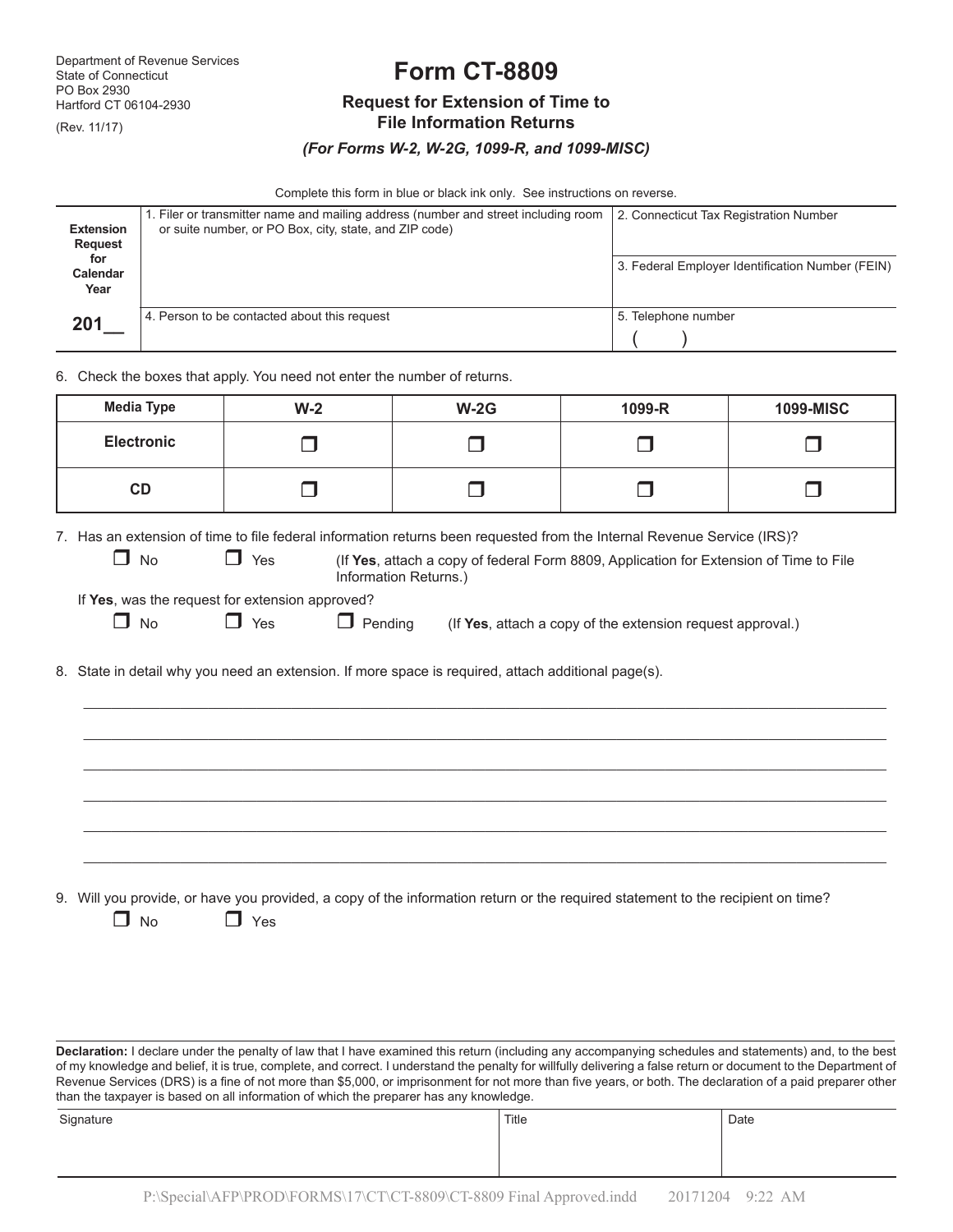Department of Revenue Services
State of Connecticut
PO Box 2930
Hartford CT 06104-2930

(Rev. 11/17)

# Form CT-8809

## Request for Extension of Time to File Information Returns

***(For Forms W-2, W-2G, 1099-R, and 1099-MISC)***

Complete this form in blue or black ink only. See instructions on reverse.

| | | |
|---|---|---|
| **Extension Request for Calendar Year** | 1. Filer or transmitter name and mailing address (number and street including room or suite number, or PO Box, city, state, and ZIP code) | 2. Connecticut Tax Registration Number |
| | | 3. Federal Employer Identification Number (FEIN) |
| **201__** | 4. Person to be contacted about this request | 5. Telephone number ( ) |

6. Check the boxes that apply. You need not enter the number of returns.

| Media Type | W-2 | W-2G | 1099-R | 1099-MISC |
|---|---|---|---|---|
| **Electronic** | ❐ | ❐ | ❐ | ❐ |
| **CD** | ❐ | ❐ | ❐ | ❐ |

7. Has an extension of time to file federal information returns been requested from the Internal Revenue Service (IRS)?

❐ No ❐ Yes (If **Yes**, attach a copy of federal Form 8809, Application for Extension of Time to File Information Returns.)

If **Yes**, was the request for extension approved?

❐ No ❐ Yes ❐ Pending (If **Yes**, attach a copy of the extension request approval.)

8. State in detail why you need an extension. If more space is required, attach additional page(s).

______________________________________________________________________

______________________________________________________________________

______________________________________________________________________

______________________________________________________________________

______________________________________________________________________

______________________________________________________________________

9. Will you provide, or have you provided, a copy of the information return or the required statement to the recipient on time?

❐ No ❐ Yes

**Declaration:** I declare under the penalty of law that I have examined this return (including any accompanying schedules and statements) and, to the best of my knowledge and belief, it is true, complete, and correct. I understand the penalty for willfully delivering a false return or document to the Department of Revenue Services (DRS) is a fine of not more than $5,000, or imprisonment for not more than five years, or both. The declaration of a paid preparer other than the taxpayer is based on all information of which the preparer has any knowledge.

| Signature | Title | Date |
|---|---|---|
| | | |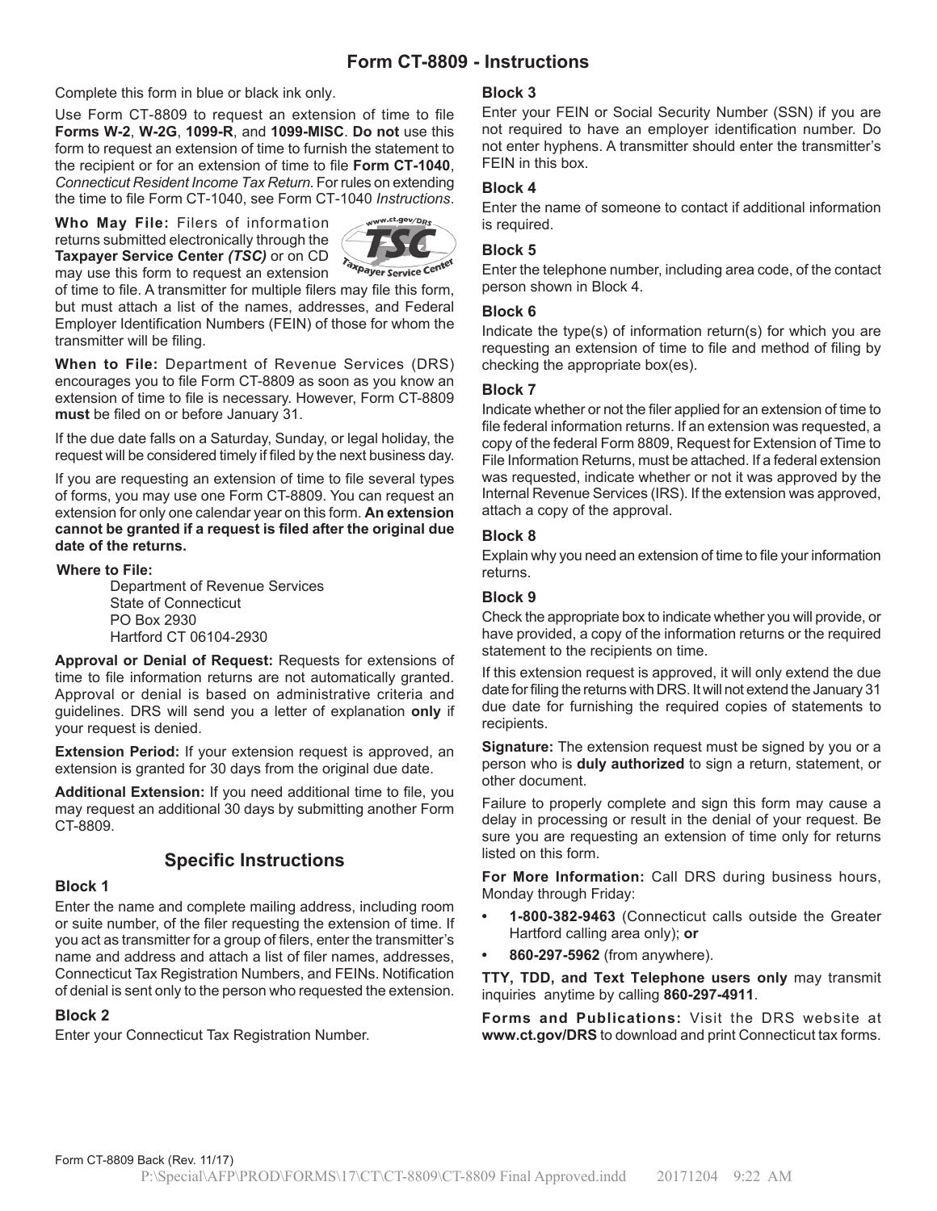# Form CT-8809 - Instructions

Complete this form in blue or black ink only.

Use Form CT-8809 to request an extension of time to file **Forms W-2**, **W-2G**, **1099-R**, and **1099-MISC**. **Do not** use this form to request an extension of time to furnish the statement to the recipient or for an extension of time to file **Form CT-1040**, *Connecticut Resident Income Tax Return*. For rules on extending the time to file Form CT-1040, see Form CT-1040 *Instructions*.

**Who May File:** Filers of information returns submitted electronically through the **Taxpayer Service Center** ***(TSC)*** or on CD may use this form to request an extension of time to file. A transmitter for multiple filers may file this form, but must attach a list of the names, addresses, and Federal Employer Identification Numbers (FEIN) of those for whom the transmitter will be filing.

**When to File:** Department of Revenue Services (DRS) encourages you to file Form CT-8809 as soon as you know an extension of time to file is necessary. However, Form CT-8809 **must** be filed on or before January 31.

If the due date falls on a Saturday, Sunday, or legal holiday, the request will be considered timely if filed by the next business day.

If you are requesting an extension of time to file several types of forms, you may use one Form CT-8809. You can request an extension for only one calendar year on this form. **An extension cannot be granted if a request is filed after the original due date of the returns.**

**Where to File:**

Department of Revenue Services
State of Connecticut
PO Box 2930
Hartford CT 06104-2930

**Approval or Denial of Request:** Requests for extensions of time to file information returns are not automatically granted. Approval or denial is based on administrative criteria and guidelines. DRS will send you a letter of explanation **only** if your request is denied.

**Extension Period:** If your extension request is approved, an extension is granted for 30 days from the original due date.

**Additional Extension:** If you need additional time to file, you may request an additional 30 days by submitting another Form CT-8809.

## Specific Instructions

### Block 1

Enter the name and complete mailing address, including room or suite number, of the filer requesting the extension of time. If you act as transmitter for a group of filers, enter the transmitter's name and address and attach a list of filer names, addresses, Connecticut Tax Registration Numbers, and FEINs. Notification of denial is sent only to the person who requested the extension.

### Block 2

Enter your Connecticut Tax Registration Number.

### Block 3

Enter your FEIN or Social Security Number (SSN) if you are not required to have an employer identification number. Do not enter hyphens. A transmitter should enter the transmitter's FEIN in this box.

### Block 4

Enter the name of someone to contact if additional information is required.

### Block 5

Enter the telephone number, including area code, of the contact person shown in Block 4.

### Block 6

Indicate the type(s) of information return(s) for which you are requesting an extension of time to file and method of filing by checking the appropriate box(es).

### Block 7

Indicate whether or not the filer applied for an extension of time to file federal information returns. If an extension was requested, a copy of the federal Form 8809, Request for Extension of Time to File Information Returns, must be attached. If a federal extension was requested, indicate whether or not it was approved by the Internal Revenue Services (IRS). If the extension was approved, attach a copy of the approval.

### Block 8

Explain why you need an extension of time to file your information returns.

### Block 9

Check the appropriate box to indicate whether you will provide, or have provided, a copy of the information returns or the required statement to the recipients on time.

If this extension request is approved, it will only extend the due date for filing the returns with DRS. It will not extend the January 31 due date for furnishing the required copies of statements to recipients.

**Signature:** The extension request must be signed by you or a person who is **duly authorized** to sign a return, statement, or other document.

Failure to properly complete and sign this form may cause a delay in processing or result in the denial of your request. Be sure you are requesting an extension of time only for returns listed on this form.

**For More Information:** Call DRS during business hours, Monday through Friday:

- **1-800-382-9463** (Connecticut calls outside the Greater Hartford calling area only); **or**
- **860-297-5962** (from anywhere).

**TTY, TDD, and Text Telephone users only** may transmit inquiries anytime by calling **860-297-4911**.

**Forms and Publications:** Visit the DRS website at **www.ct.gov/DRS** to download and print Connecticut tax forms.

Form CT-8809 Back (Rev. 11/17)